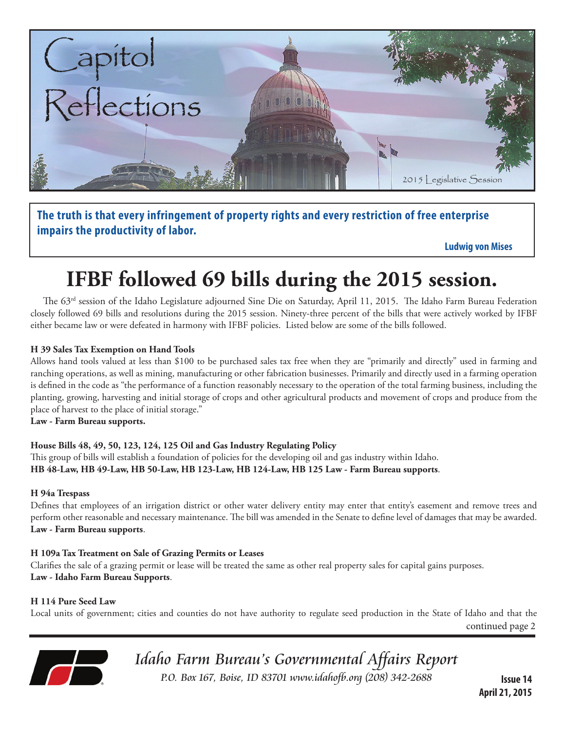# Capitol Reflections

2015 Legislative Session

**The truth is that every infringement of property rights and every restriction of free enterprise impairs the productivity of labor.**

**Ludwig von Mises**

# IFBF followed 69 bills during the 2015 session.

The 63rd session of the Idaho Legislature adjourned Sine Die on Saturday, April 11, 2015. The Idaho Farm Bureau Federation closely followed 69 bills and resolutions during the 2015 session. Ninety-three percent of the bills that were actively worked by IFBF either became law or were defeated in harmony with IFBF policies. Listed below are some of the bills followed.

**H 39 Sales Tax Exemption on Hand Tools**

Allows hand tools valued at less than $100 to be purchased sales tax free when they are "primarily and directly" used in farming and ranching operations, as well as mining, manufacturing or other fabrication businesses. Primarily and directly used in a farming operation is defined in the code as "the performance of a function reasonably necessary to the operation of the total farming business, including the planting, growing, harvesting and initial storage of crops and other agricultural products and movement of crops and produce from the place of harvest to the place of initial storage."

**Law - Farm Bureau supports.**

**House Bills 48, 49, 50, 123, 124, 125 Oil and Gas Industry Regulating Policy**

This group of bills will establish a foundation of policies for the developing oil and gas industry within Idaho.

**HB 48-Law, HB 49-Law, HB 50-Law, HB 123-Law, HB 124-Law, HB 125 Law - Farm Bureau supports**.

**H 94a Trespass**

Defines that employees of an irrigation district or other water delivery entity may enter that entity's easement and remove trees and perform other reasonable and necessary maintenance. The bill was amended in the Senate to define level of damages that may be awarded.

**Law - Farm Bureau supports**.

**H 109a Tax Treatment on Sale of Grazing Permits or Leases**

Clarifies the sale of a grazing permit or lease will be treated the same as other real property sales for capital gains purposes.

**Law - Idaho Farm Bureau Supports**.

**H 114 Pure Seed Law**

Local units of government; cities and counties do not have authority to regulate seed production in the State of Idaho and that the

continued page 2

*Idaho Farm Bureau's Governmental Affairs Report*

*P.O. Box 167, Boise, ID 83701 www.idahofb.org (208) 342-2688*

**Issue 14**
**April 21, 2015**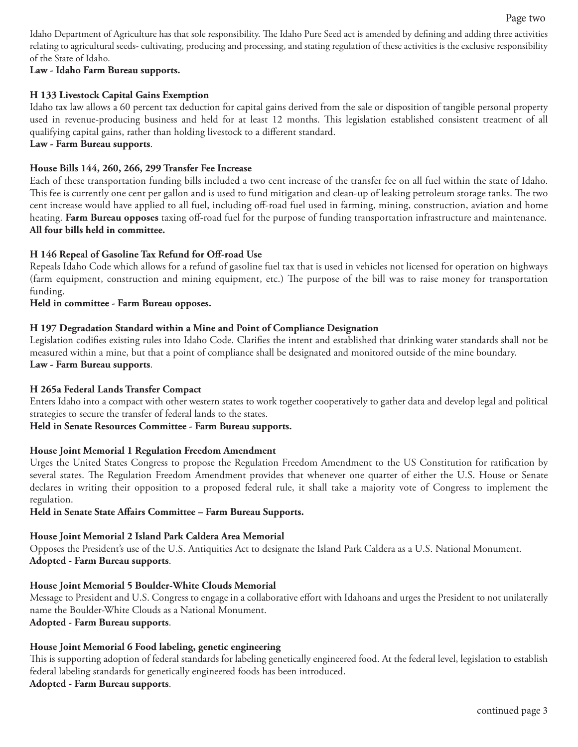Idaho Department of Agriculture has that sole responsibility. The Idaho Pure Seed act is amended by defining and adding three activities relating to agricultural seeds- cultivating, producing and processing, and stating regulation of these activities is the exclusive responsibility of the State of Idaho.

**Law - Idaho Farm Bureau supports.**

**H 133 Livestock Capital Gains Exemption**

Idaho tax law allows a 60 percent tax deduction for capital gains derived from the sale or disposition of tangible personal property used in revenue-producing business and held for at least 12 months. This legislation established consistent treatment of all qualifying capital gains, rather than holding livestock to a different standard.

**Law - Farm Bureau supports**.

**House Bills 144, 260, 266, 299 Transfer Fee Increase**

Each of these transportation funding bills included a two cent increase of the transfer fee on all fuel within the state of Idaho. This fee is currently one cent per gallon and is used to fund mitigation and clean-up of leaking petroleum storage tanks. The two cent increase would have applied to all fuel, including off-road fuel used in farming, mining, construction, aviation and home heating. **Farm Bureau opposes** taxing off-road fuel for the purpose of funding transportation infrastructure and maintenance. **All four bills held in committee.**

**H 146 Repeal of Gasoline Tax Refund for Off-road Use**

Repeals Idaho Code which allows for a refund of gasoline fuel tax that is used in vehicles not licensed for operation on highways (farm equipment, construction and mining equipment, etc.) The purpose of the bill was to raise money for transportation funding.

**Held in committee - Farm Bureau opposes.**

**H 197 Degradation Standard within a Mine and Point of Compliance Designation**

Legislation codifies existing rules into Idaho Code. Clarifies the intent and established that drinking water standards shall not be measured within a mine, but that a point of compliance shall be designated and monitored outside of the mine boundary.

**Law - Farm Bureau supports**.

**H 265a Federal Lands Transfer Compact**

Enters Idaho into a compact with other western states to work together cooperatively to gather data and develop legal and political strategies to secure the transfer of federal lands to the states.

**Held in Senate Resources Committee - Farm Bureau supports.**

**House Joint Memorial 1 Regulation Freedom Amendment**

Urges the United States Congress to propose the Regulation Freedom Amendment to the US Constitution for ratification by several states. The Regulation Freedom Amendment provides that whenever one quarter of either the U.S. House or Senate declares in writing their opposition to a proposed federal rule, it shall take a majority vote of Congress to implement the regulation.

**Held in Senate State Affairs Committee – Farm Bureau Supports.**

**House Joint Memorial 2 Island Park Caldera Area Memorial**

Opposes the President's use of the U.S. Antiquities Act to designate the Island Park Caldera as a U.S. National Monument.

**Adopted - Farm Bureau supports**.

**House Joint Memorial 5 Boulder-White Clouds Memorial**

Message to President and U.S. Congress to engage in a collaborative effort with Idahoans and urges the President to not unilaterally name the Boulder-White Clouds as a National Monument.

**Adopted - Farm Bureau supports**.

**House Joint Memorial 6 Food labeling, genetic engineering**

This is supporting adoption of federal standards for labeling genetically engineered food. At the federal level, legislation to establish federal labeling standards for genetically engineered foods has been introduced.

**Adopted - Farm Bureau supports**.

continued page 3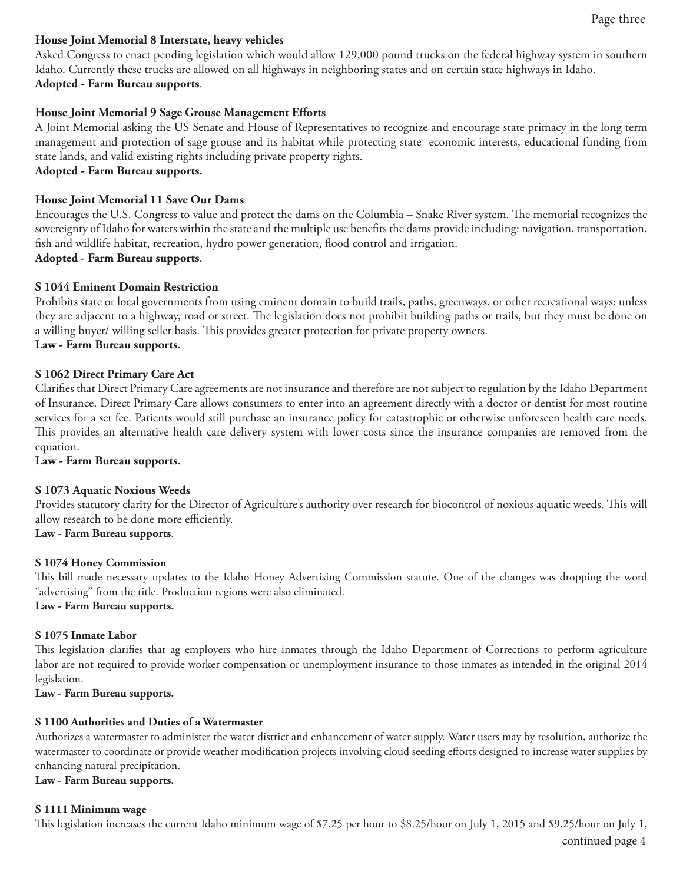**House Joint Memorial 8 Interstate, heavy vehicles**

Asked Congress to enact pending legislation which would allow 129,000 pound trucks on the federal highway system in southern Idaho. Currently these trucks are allowed on all highways in neighboring states and on certain state highways in Idaho.

**Adopted - Farm Bureau supports**.

**House Joint Memorial 9 Sage Grouse Management Efforts**

A Joint Memorial asking the US Senate and House of Representatives to recognize and encourage state primacy in the long term management and protection of sage grouse and its habitat while protecting state economic interests, educational funding from state lands, and valid existing rights including private property rights.

**Adopted - Farm Bureau supports.**

**House Joint Memorial 11 Save Our Dams**

Encourages the U.S. Congress to value and protect the dams on the Columbia – Snake River system. The memorial recognizes the sovereignty of Idaho for waters within the state and the multiple use benefits the dams provide including: navigation, transportation, fish and wildlife habitat, recreation, hydro power generation, flood control and irrigation.

**Adopted - Farm Bureau supports**.

**S 1044 Eminent Domain Restriction**

Prohibits state or local governments from using eminent domain to build trails, paths, greenways, or other recreational ways; unless they are adjacent to a highway, road or street. The legislation does not prohibit building paths or trails, but they must be done on a willing buyer/ willing seller basis. This provides greater protection for private property owners.

**Law - Farm Bureau supports.**

**S 1062 Direct Primary Care Act**

Clarifies that Direct Primary Care agreements are not insurance and therefore are not subject to regulation by the Idaho Department of Insurance. Direct Primary Care allows consumers to enter into an agreement directly with a doctor or dentist for most routine services for a set fee. Patients would still purchase an insurance policy for catastrophic or otherwise unforeseen health care needs. This provides an alternative health care delivery system with lower costs since the insurance companies are removed from the equation.

**Law - Farm Bureau supports.**

**S 1073 Aquatic Noxious Weeds**

Provides statutory clarity for the Director of Agriculture's authority over research for biocontrol of noxious aquatic weeds. This will allow research to be done more efficiently.

**Law - Farm Bureau supports**.

**S 1074 Honey Commission**

This bill made necessary updates to the Idaho Honey Advertising Commission statute. One of the changes was dropping the word "advertising" from the title. Production regions were also eliminated.

**Law - Farm Bureau supports.**

**S 1075 Inmate Labor**

This legislation clarifies that ag employers who hire inmates through the Idaho Department of Corrections to perform agriculture labor are not required to provide worker compensation or unemployment insurance to those inmates as intended in the original 2014 legislation.

**Law - Farm Bureau supports.**

**S 1100 Authorities and Duties of a Watermaster**

Authorizes a watermaster to administer the water district and enhancement of water supply. Water users may by resolution, authorize the watermaster to coordinate or provide weather modification projects involving cloud seeding efforts designed to increase water supplies by enhancing natural precipitation.

**Law - Farm Bureau supports.**

**S 1111 Minimum wage**

This legislation increases the current Idaho minimum wage of $7.25 per hour to $8.25/hour on July 1, 2015 and $9.25/hour on July 1,

continued page 4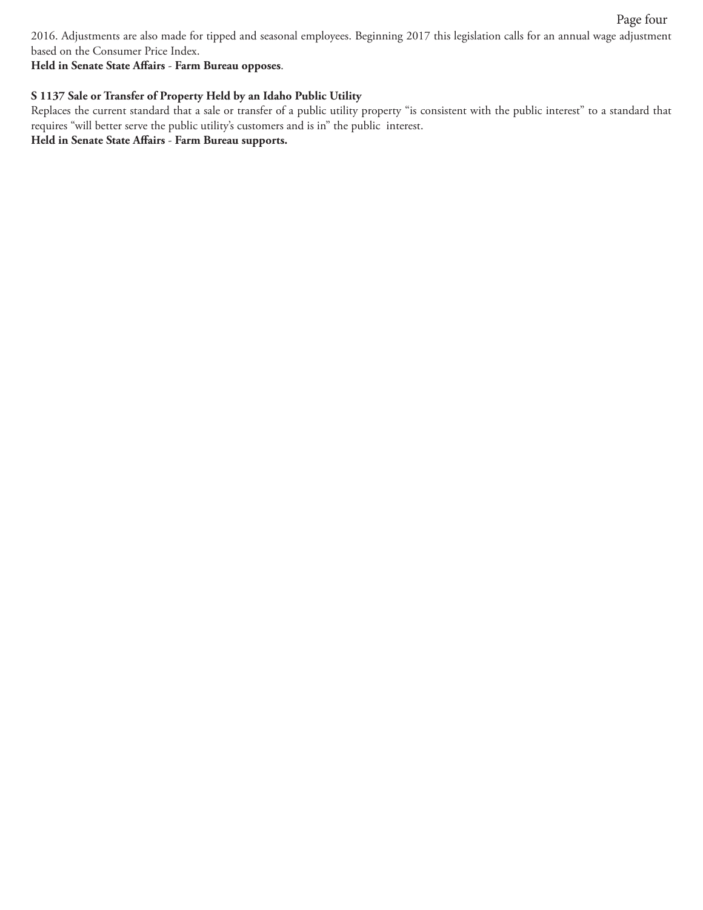2016. Adjustments are also made for tipped and seasonal employees. Beginning 2017 this legislation calls for an annual wage adjustment based on the Consumer Price Index.

**Held in Senate State Affairs** - **Farm Bureau opposes**.

**S 1137 Sale or Transfer of Property Held by an Idaho Public Utility**

Replaces the current standard that a sale or transfer of a public utility property "is consistent with the public interest" to a standard that requires "will better serve the public utility's customers and is in" the public interest.

**Held in Senate State Affairs** - **Farm Bureau supports.**